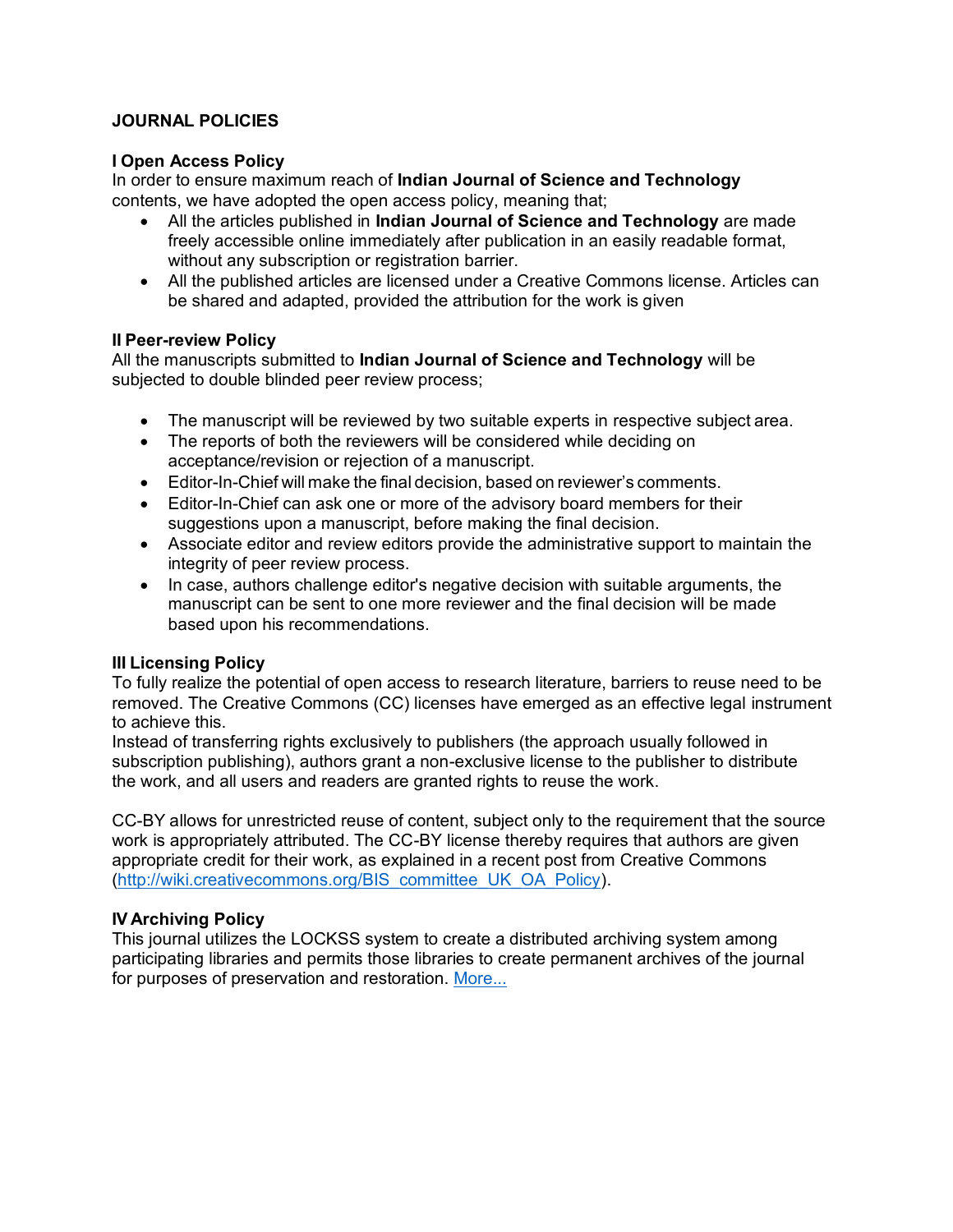# JOURNAL POLICIES

## I Open Access Policy

In order to ensure maximum reach of **Indian Journal of Science and Technology** contents, we have adopted the open access policy, meaning that;

- All the articles published in **Indian Journal of Science and Technology** are made freely accessible online immediately after publication in an easily readable format, without any subscription or registration barrier.
- All the published articles are licensed under a Creative Commons license. Articles can be shared and adapted, provided the attribution for the work is given

## II Peer-review Policy

All the manuscripts submitted to **Indian Journal of Science and Technology** will be subjected to double blinded peer review process;

- The manuscript will be reviewed by two suitable experts in respective subject area.
- The reports of both the reviewers will be considered while deciding on acceptance/revision or rejection of a manuscript.
- Editor-In-Chief will make the final decision, based on reviewer's comments.
- Editor-In-Chief can ask one or more of the advisory board members for their suggestions upon a manuscript, before making the final decision.
- Associate editor and review editors provide the administrative support to maintain the integrity of peer review process.
- In case, authors challenge editor's negative decision with suitable arguments, the manuscript can be sent to one more reviewer and the final decision will be made based upon his recommendations.

## III Licensing Policy

To fully realize the potential of open access to research literature, barriers to reuse need to be removed. The Creative Commons (CC) licenses have emerged as an effective legal instrument to achieve this.

Instead of transferring rights exclusively to publishers (the approach usually followed in subscription publishing), authors grant a non-exclusive license to the publisher to distribute the work, and all users and readers are granted rights to reuse the work.

CC-BY allows for unrestricted reuse of content, subject only to the requirement that the source work is appropriately attributed. The CC-BY license thereby requires that authors are given appropriate credit for their work, as explained in a recent post from Creative Commons (http://wiki.creativecommons.org/BIS_committee_UK_OA_Policy).

## IV Archiving Policy

This journal utilizes the LOCKSS system to create a distributed archiving system among participating libraries and permits those libraries to create permanent archives of the journal for purposes of preservation and restoration. More...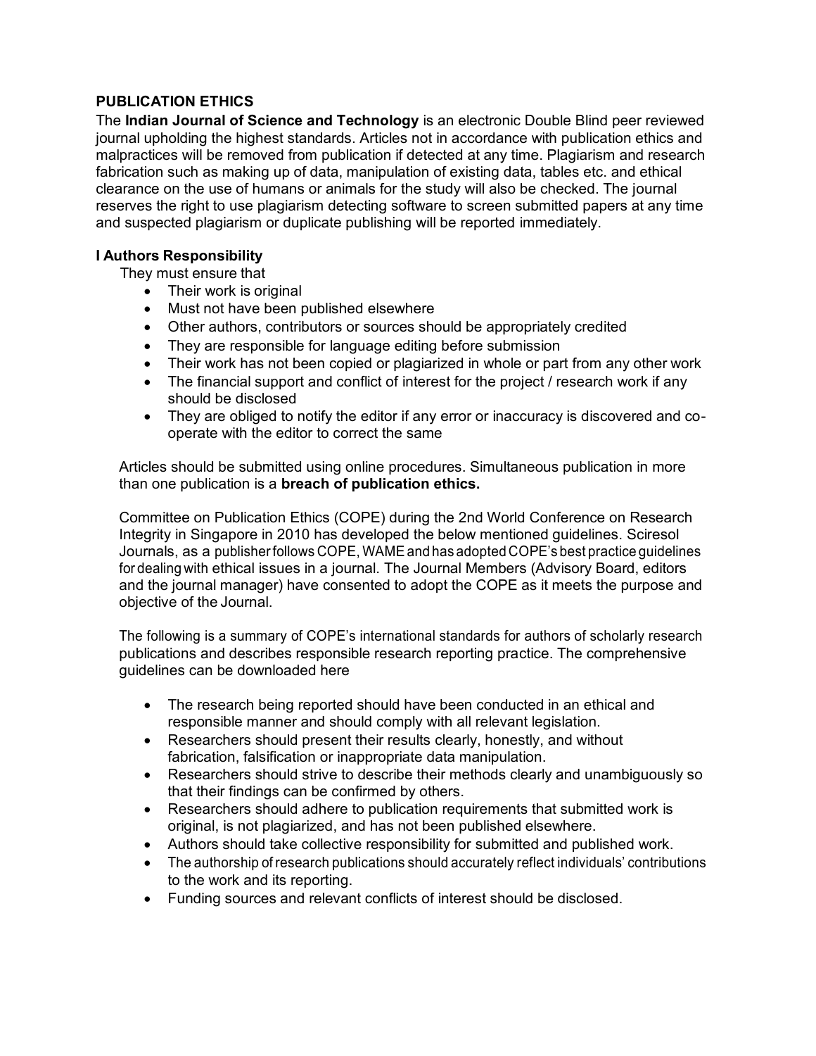## PUBLICATION ETHICS

The **Indian Journal of Science and Technology** is an electronic Double Blind peer reviewed journal upholding the highest standards. Articles not in accordance with publication ethics and malpractices will be removed from publication if detected at any time. Plagiarism and research fabrication such as making up of data, manipulation of existing data, tables etc. and ethical clearance on the use of humans or animals for the study will also be checked. The journal reserves the right to use plagiarism detecting software to screen submitted papers at any time and suspected plagiarism or duplicate publishing will be reported immediately.

### I Authors Responsibility

They must ensure that

- Their work is original
- Must not have been published elsewhere
- Other authors, contributors or sources should be appropriately credited
- They are responsible for language editing before submission
- Their work has not been copied or plagiarized in whole or part from any other work
- The financial support and conflict of interest for the project / research work if any should be disclosed
- They are obliged to notify the editor if any error or inaccuracy is discovered and co-operate with the editor to correct the same

Articles should be submitted using online procedures. Simultaneous publication in more than one publication is a **breach of publication ethics.**

Committee on Publication Ethics (COPE) during the 2nd World Conference on Research Integrity in Singapore in 2010 has developed the below mentioned guidelines. Sciresol Journals, as a publisher follows COPE, WAME and has adopted COPE's best practice guidelines for dealing with ethical issues in a journal. The Journal Members (Advisory Board, editors and the journal manager) have consented to adopt the COPE as it meets the purpose and objective of the Journal.

The following is a summary of COPE's international standards for authors of scholarly research publications and describes responsible research reporting practice. The comprehensive guidelines can be downloaded here

- The research being reported should have been conducted in an ethical and responsible manner and should comply with all relevant legislation.
- Researchers should present their results clearly, honestly, and without fabrication, falsification or inappropriate data manipulation.
- Researchers should strive to describe their methods clearly and unambiguously so that their findings can be confirmed by others.
- Researchers should adhere to publication requirements that submitted work is original, is not plagiarized, and has not been published elsewhere.
- Authors should take collective responsibility for submitted and published work.
- The authorship of research publications should accurately reflect individuals' contributions to the work and its reporting.
- Funding sources and relevant conflicts of interest should be disclosed.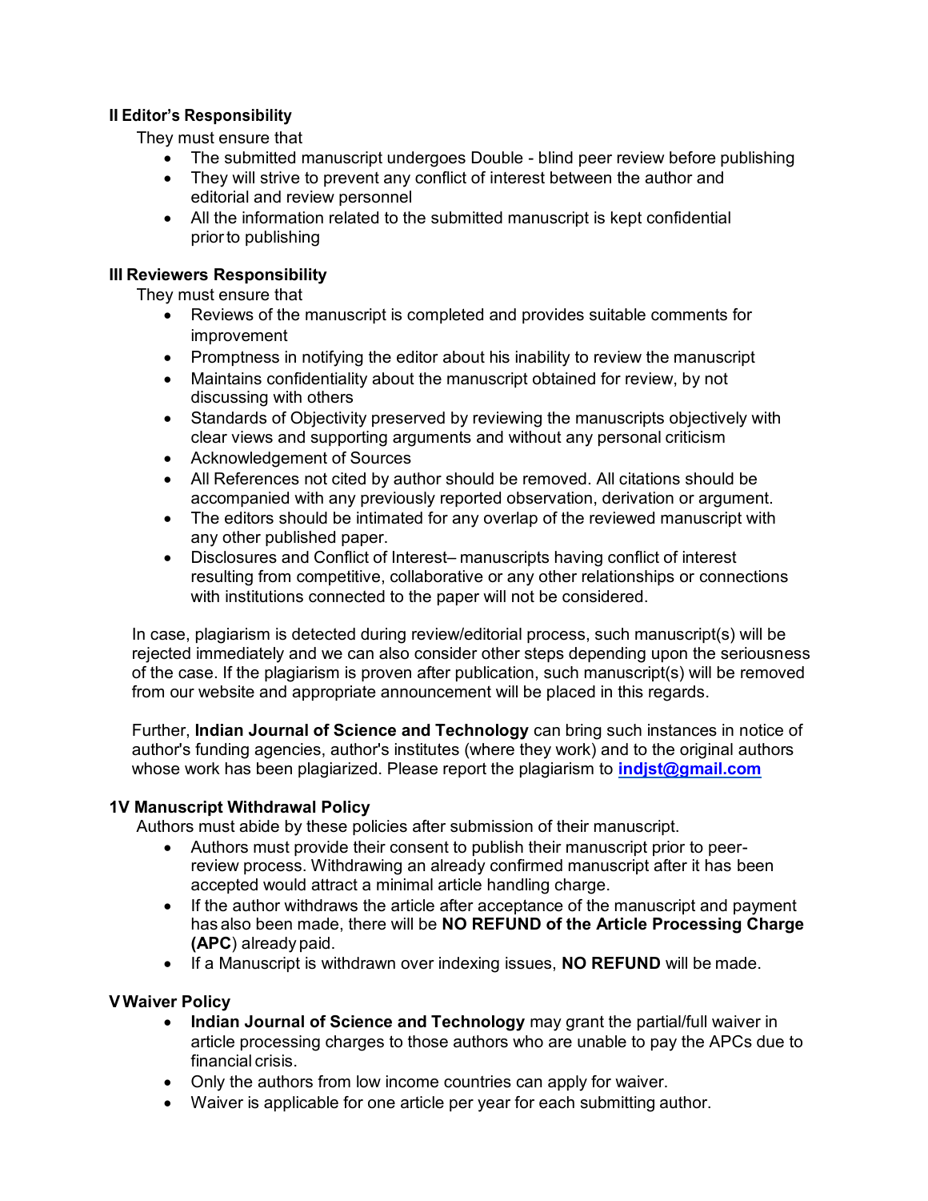### II Editor's Responsibility

They must ensure that

- The submitted manuscript undergoes Double - blind peer review before publishing
- They will strive to prevent any conflict of interest between the author and editorial and review personnel
- All the information related to the submitted manuscript is kept confidential prior to publishing

### III Reviewers Responsibility

They must ensure that

- Reviews of the manuscript is completed and provides suitable comments for improvement
- Promptness in notifying the editor about his inability to review the manuscript
- Maintains confidentiality about the manuscript obtained for review, by not discussing with others
- Standards of Objectivity preserved by reviewing the manuscripts objectively with clear views and supporting arguments and without any personal criticism
- Acknowledgement of Sources
- All References not cited by author should be removed. All citations should be accompanied with any previously reported observation, derivation or argument.
- The editors should be intimated for any overlap of the reviewed manuscript with any other published paper.
- Disclosures and Conflict of Interest– manuscripts having conflict of interest resulting from competitive, collaborative or any other relationships or connections with institutions connected to the paper will not be considered.

In case, plagiarism is detected during review/editorial process, such manuscript(s) will be rejected immediately and we can also consider other steps depending upon the seriousness of the case. If the plagiarism is proven after publication, such manuscript(s) will be removed from our website and appropriate announcement will be placed in this regards.

Further, **Indian Journal of Science and Technology** can bring such instances in notice of author's funding agencies, author's institutes (where they work) and to the original authors whose work has been plagiarized. Please report the plagiarism to **indjst@gmail.com**

### 1V Manuscript Withdrawal Policy

Authors must abide by these policies after submission of their manuscript.

- Authors must provide their consent to publish their manuscript prior to peer-review process. Withdrawing an already confirmed manuscript after it has been accepted would attract a minimal article handling charge.
- If the author withdraws the article after acceptance of the manuscript and payment has also been made, there will be **NO REFUND of the Article Processing Charge (APC**) already paid.
- If a Manuscript is withdrawn over indexing issues, **NO REFUND** will be made.

### V Waiver Policy

- **Indian Journal of Science and Technology** may grant the partial/full waiver in article processing charges to those authors who are unable to pay the APCs due to financial crisis.
- Only the authors from low income countries can apply for waiver.
- Waiver is applicable for one article per year for each submitting author.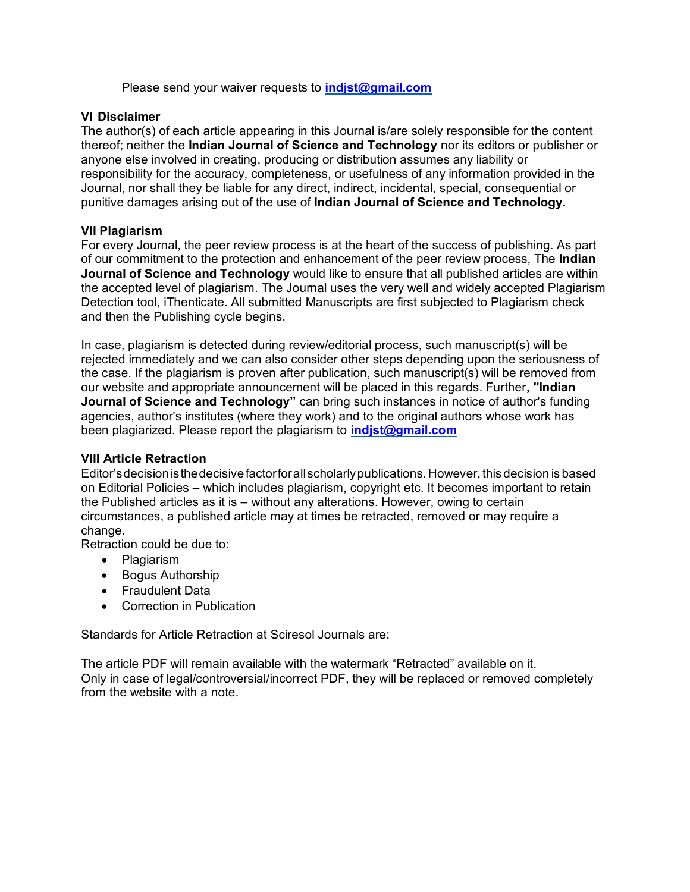Please send your waiver requests to **indjst@gmail.com**

## VI Disclaimer

The author(s) of each article appearing in this Journal is/are solely responsible for the content thereof; neither the **Indian Journal of Science and Technology** nor its editors or publisher or anyone else involved in creating, producing or distribution assumes any liability or responsibility for the accuracy, completeness, or usefulness of any information provided in the Journal, nor shall they be liable for any direct, indirect, incidental, special, consequential or punitive damages arising out of the use of **Indian Journal of Science and Technology.**

## VII Plagiarism

For every Journal, the peer review process is at the heart of the success of publishing. As part of our commitment to the protection and enhancement of the peer review process, The **Indian Journal of Science and Technology** would like to ensure that all published articles are within the accepted level of plagiarism. The Journal uses the very well and widely accepted Plagiarism Detection tool, iThenticate. All submitted Manuscripts are first subjected to Plagiarism check and then the Publishing cycle begins.

In case, plagiarism is detected during review/editorial process, such manuscript(s) will be rejected immediately and we can also consider other steps depending upon the seriousness of the case. If the plagiarism is proven after publication, such manuscript(s) will be removed from our website and appropriate announcement will be placed in this regards. Further**, "Indian Journal of Science and Technology"** can bring such instances in notice of author's funding agencies, author's institutes (where they work) and to the original authors whose work has been plagiarized. Please report the plagiarism to **indjst@gmail.com**

## VIII Article Retraction

Editor's decision is the decisive factor for all scholarly publications. However, this decision is based on Editorial Policies – which includes plagiarism, copyright etc. It becomes important to retain the Published articles as it is – without any alterations. However, owing to certain circumstances, a published article may at times be retracted, removed or may require a change.

Retraction could be due to:

- Plagiarism
- Bogus Authorship
- Fraudulent Data
- Correction in Publication

Standards for Article Retraction at Sciresol Journals are:

The article PDF will remain available with the watermark "Retracted" available on it.
Only in case of legal/controversial/incorrect PDF, they will be replaced or removed completely from the website with a note.